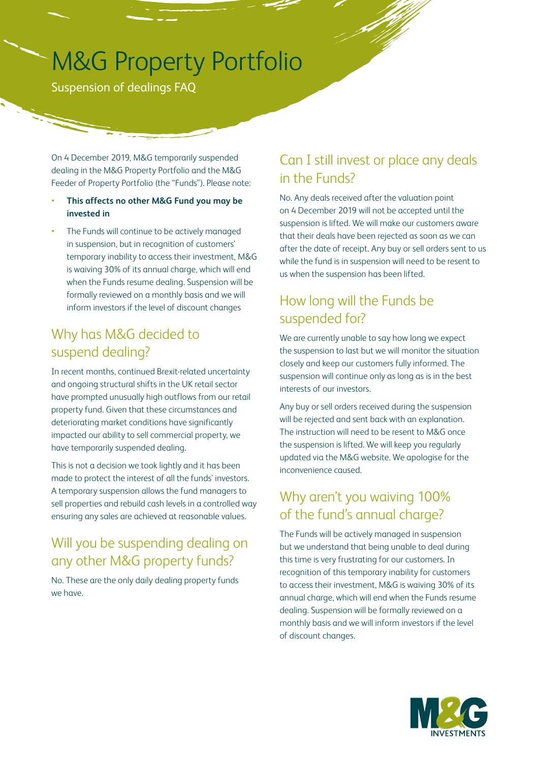# M&G Property Portfolio

Suspension of dealings FAQ

On 4 December 2019, M&G temporarily suspended dealing in the M&G Property Portfolio and the M&G Feeder of Property Portfolio (the "Funds"). Please note:

- **This affects no other M&G Fund you may be invested in**
- The Funds will continue to be actively managed in suspension, but in recognition of customers' temporary inability to access their investment, M&G is waiving 30% of its annual charge, which will end when the Funds resume dealing. Suspension will be formally reviewed on a monthly basis and we will inform investors if the level of discount changes

## Why has M&G decided to suspend dealing?

In recent months, continued Brexit-related uncertainty and ongoing structural shifts in the UK retail sector have prompted unusually high outflows from our retail property fund. Given that these circumstances and deteriorating market conditions have significantly impacted our ability to sell commercial property, we have temporarily suspended dealing.

This is not a decision we took lightly and it has been made to protect the interest of all the funds' investors. A temporary suspension allows the fund managers to sell properties and rebuild cash levels in a controlled way ensuring any sales are achieved at reasonable values.

## Will you be suspending dealing on any other M&G property funds?

No. These are the only daily dealing property funds we have.

## Can I still invest or place any deals in the Funds?

No. Any deals received after the valuation point on 4 December 2019 will not be accepted until the suspension is lifted. We will make our customers aware that their deals have been rejected as soon as we can after the date of receipt. Any buy or sell orders sent to us while the fund is in suspension will need to be resent to us when the suspension has been lifted.

## How long will the Funds be suspended for?

We are currently unable to say how long we expect the suspension to last but we will monitor the situation closely and keep our customers fully informed. The suspension will continue only as long as is in the best interests of our investors.

Any buy or sell orders received during the suspension will be rejected and sent back with an explanation. The instruction will need to be resent to M&G once the suspension is lifted. We will keep you regularly updated via the M&G website. We apologise for the inconvenience caused.

## Why aren't you waiving 100% of the fund's annual charge?

The Funds will be actively managed in suspension but we understand that being unable to deal during this time is very frustrating for our customers. In recognition of this temporary inability for customers to access their investment, M&G is waiving 30% of its annual charge, which will end when the Funds resume dealing. Suspension will be formally reviewed on a monthly basis and we will inform investors if the level of discount changes.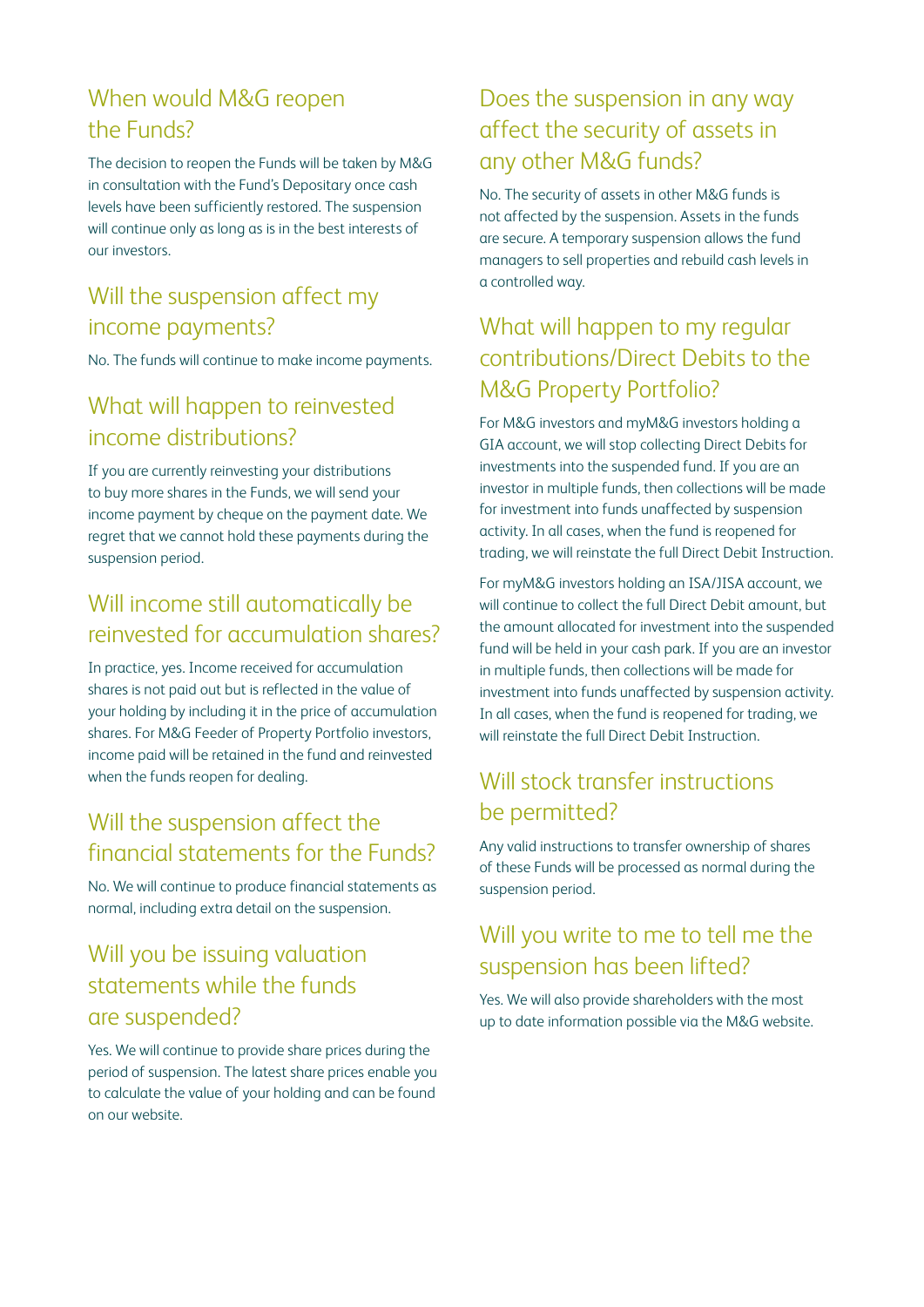## When would M&G reopen the Funds?

The decision to reopen the Funds will be taken by M&G in consultation with the Fund's Depositary once cash levels have been sufficiently restored. The suspension will continue only as long as is in the best interests of our investors.

## Will the suspension affect my income payments?

No. The funds will continue to make income payments.

## What will happen to reinvested income distributions?

If you are currently reinvesting your distributions to buy more shares in the Funds, we will send your income payment by cheque on the payment date. We regret that we cannot hold these payments during the suspension period.

## Will income still automatically be reinvested for accumulation shares?

In practice, yes. Income received for accumulation shares is not paid out but is reflected in the value of your holding by including it in the price of accumulation shares. For M&G Feeder of Property Portfolio investors, income paid will be retained in the fund and reinvested when the funds reopen for dealing.

## Will the suspension affect the financial statements for the Funds?

No. We will continue to produce financial statements as normal, including extra detail on the suspension.

## Will you be issuing valuation statements while the funds are suspended?

Yes. We will continue to provide share prices during the period of suspension. The latest share prices enable you to calculate the value of your holding and can be found on our website.

## Does the suspension in any way affect the security of assets in any other M&G funds?

No. The security of assets in other M&G funds is not affected by the suspension. Assets in the funds are secure. A temporary suspension allows the fund managers to sell properties and rebuild cash levels in a controlled way.

## What will happen to my regular contributions/Direct Debits to the M&G Property Portfolio?

For M&G investors and myM&G investors holding a GIA account, we will stop collecting Direct Debits for investments into the suspended fund. If you are an investor in multiple funds, then collections will be made for investment into funds unaffected by suspension activity. In all cases, when the fund is reopened for trading, we will reinstate the full Direct Debit Instruction.

For myM&G investors holding an ISA/JISA account, we will continue to collect the full Direct Debit amount, but the amount allocated for investment into the suspended fund will be held in your cash park. If you are an investor in multiple funds, then collections will be made for investment into funds unaffected by suspension activity. In all cases, when the fund is reopened for trading, we will reinstate the full Direct Debit Instruction.

## Will stock transfer instructions be permitted?

Any valid instructions to transfer ownership of shares of these Funds will be processed as normal during the suspension period.

## Will you write to me to tell me the suspension has been lifted?

Yes. We will also provide shareholders with the most up to date information possible via the M&G website.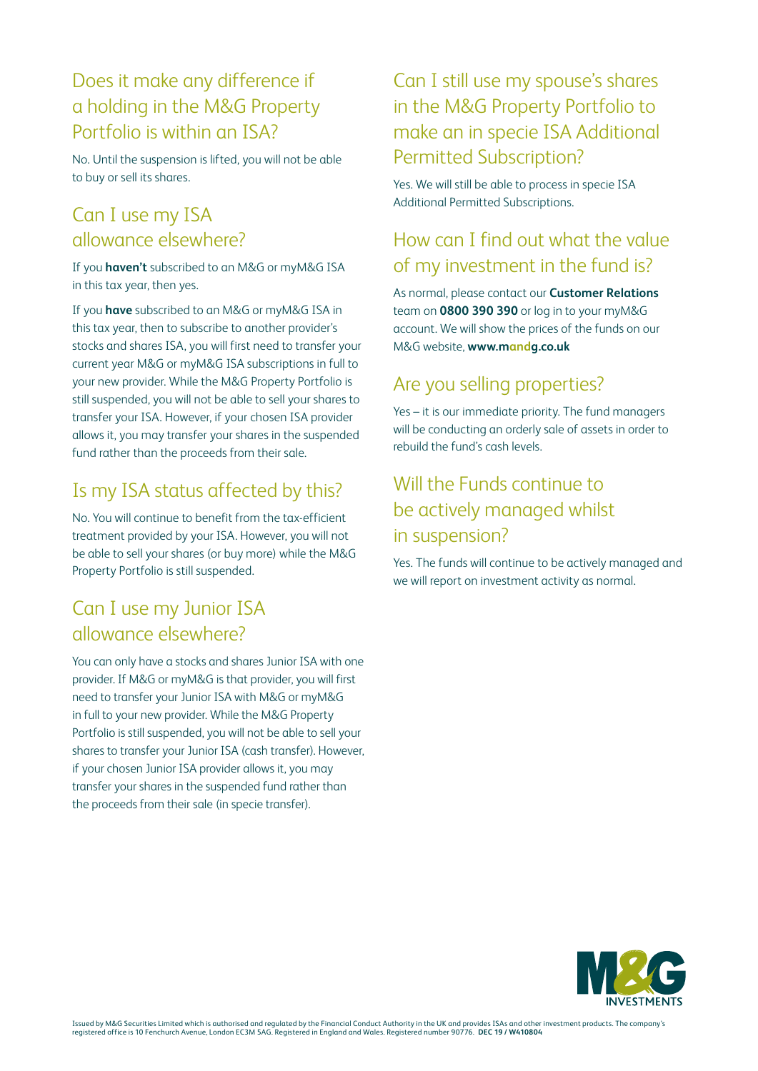## Does it make any difference if a holding in the M&G Property Portfolio is within an ISA?

No. Until the suspension is lifted, you will not be able to buy or sell its shares.

## Can I use my ISA allowance elsewhere?

If you **haven't** subscribed to an M&G or myM&G ISA in this tax year, then yes.

If you **have** subscribed to an M&G or myM&G ISA in this tax year, then to subscribe to another provider's stocks and shares ISA, you will first need to transfer your current year M&G or myM&G ISA subscriptions in full to your new provider. While the M&G Property Portfolio is still suspended, you will not be able to sell your shares to transfer your ISA. However, if your chosen ISA provider allows it, you may transfer your shares in the suspended fund rather than the proceeds from their sale.

## Is my ISA status affected by this?

No. You will continue to benefit from the tax-efficient treatment provided by your ISA. However, you will not be able to sell your shares (or buy more) while the M&G Property Portfolio is still suspended.

## Can I use my Junior ISA allowance elsewhere?

You can only have a stocks and shares Junior ISA with one provider. If M&G or myM&G is that provider, you will first need to transfer your Junior ISA with M&G or myM&G in full to your new provider. While the M&G Property Portfolio is still suspended, you will not be able to sell your shares to transfer your Junior ISA (cash transfer). However, if your chosen Junior ISA provider allows it, you may transfer your shares in the suspended fund rather than the proceeds from their sale (in specie transfer).

## Can I still use my spouse's shares in the M&G Property Portfolio to make an in specie ISA Additional Permitted Subscription?

Yes. We will still be able to process in specie ISA Additional Permitted Subscriptions.

## How can I find out what the value of my investment in the fund is?

As normal, please contact our **Customer Relations** team on **0800 390 390** or log in to your myM&G account. We will show the prices of the funds on our M&G website, **www.mandg.co.uk**

## Are you selling properties?

Yes – it is our immediate priority. The fund managers will be conducting an orderly sale of assets in order to rebuild the fund's cash levels.

## Will the Funds continue to be actively managed whilst in suspension?

Yes. The funds will continue to be actively managed and we will report on investment activity as normal.

M&G INVESTMENTS

Issued by M&G Securities Limited which is authorised and regulated by the Financial Conduct Authority in the UK and provides ISAs and other investment products. The company's registered office is 10 Fenchurch Avenue, London EC3M 5AG. Registered in England and Wales. Registered number 90776. **DEC 19 / W410804**